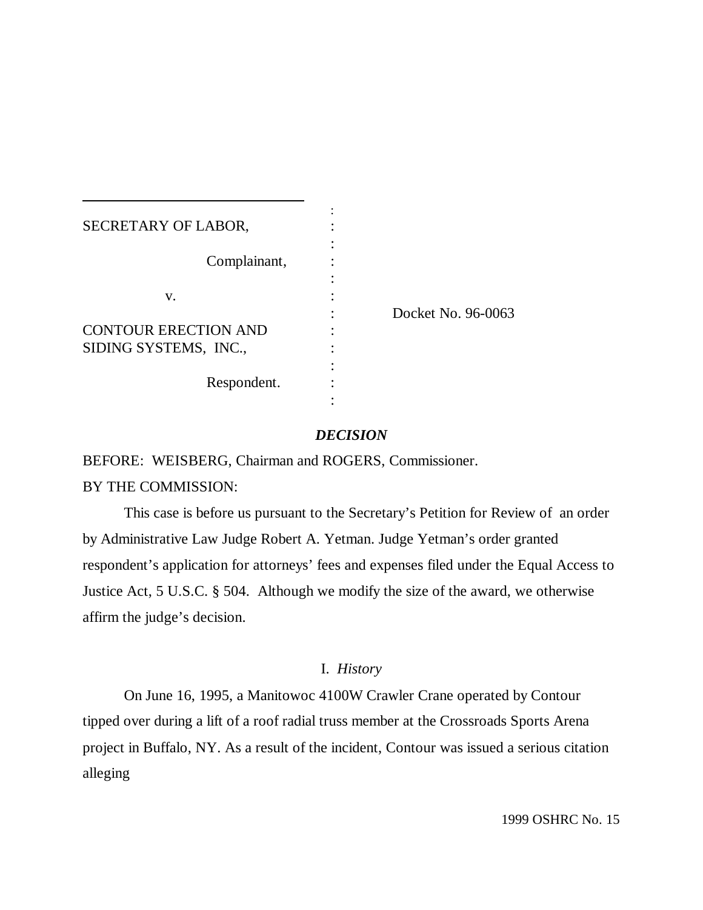SECRETARY OF LABOR,

Complainant,

v.

CONTOUR ERECTION AND SIDING SYSTEMS, INC.,

Respondent.

Docket No. 96-0063

## *DECISION*

BEFORE: WEISBERG, Chairman and ROGERS, Commissioner.

BY THE COMMISSION:

This case is before us pursuant to the Secretary's Petition for Review of an order by Administrative Law Judge Robert A. Yetman. Judge Yetman's order granted respondent's application for attorneys' fees and expenses filed under the Equal Access to Justice Act, 5 U.S.C. § 504. Although we modify the size of the award, we otherwise affirm the judge's decision.

### I. *History*

On June 16, 1995, a Manitowoc 4100W Crawler Crane operated by Contour tipped over during a lift of a roof radial truss member at the Crossroads Sports Arena project in Buffalo, NY. As a result of the incident, Contour was issued a serious citation alleging

1999 OSHRC No. 15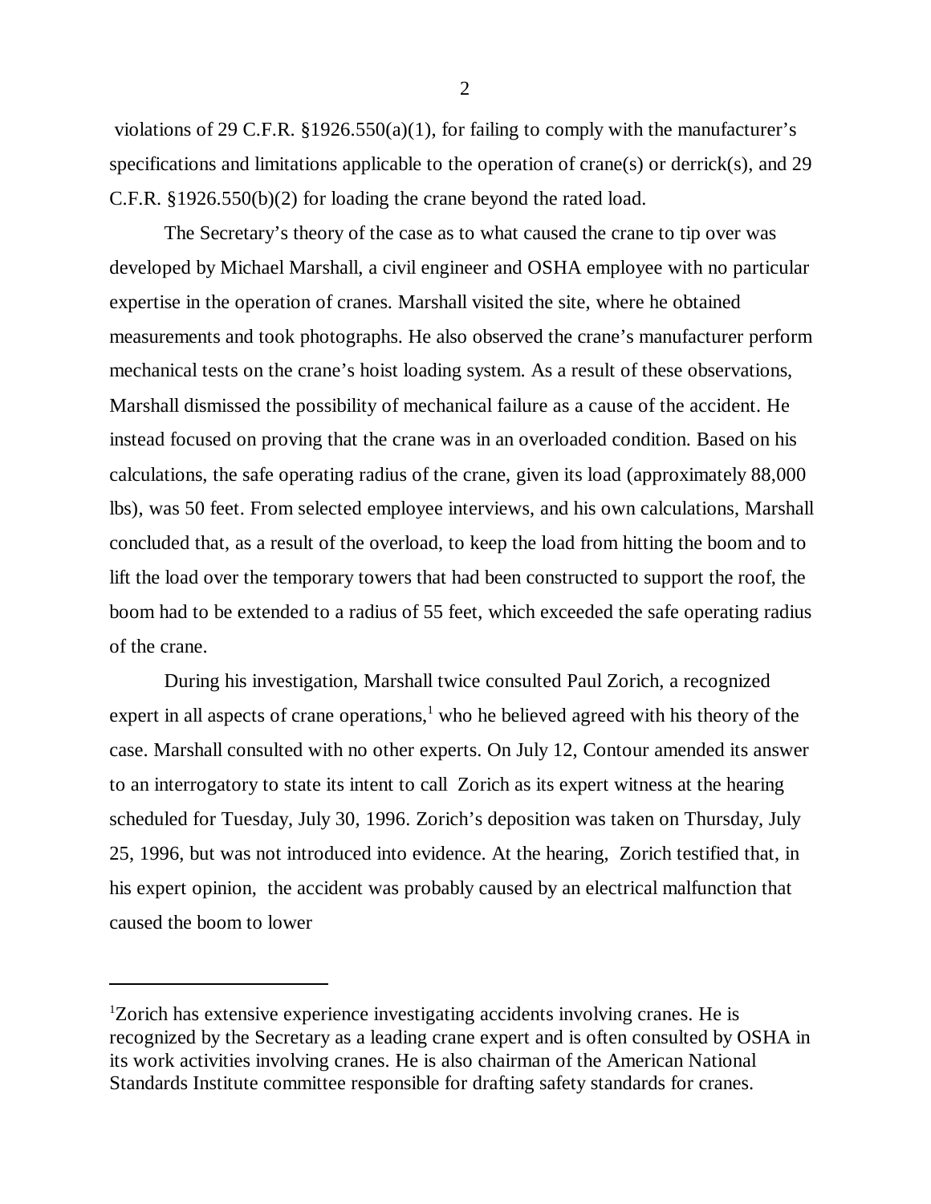violations of 29 C.F.R. §1926.550(a)(1), for failing to comply with the manufacturer's specifications and limitations applicable to the operation of crane(s) or derrick(s), and 29 C.F.R. §1926.550(b)(2) for loading the crane beyond the rated load.

The Secretary's theory of the case as to what caused the crane to tip over was developed by Michael Marshall, a civil engineer and OSHA employee with no particular expertise in the operation of cranes. Marshall visited the site, where he obtained measurements and took photographs. He also observed the crane's manufacturer perform mechanical tests on the crane's hoist loading system. As a result of these observations, Marshall dismissed the possibility of mechanical failure as a cause of the accident. He instead focused on proving that the crane was in an overloaded condition. Based on his calculations, the safe operating radius of the crane, given its load (approximately 88,000 lbs), was 50 feet. From selected employee interviews, and his own calculations, Marshall concluded that, as a result of the overload, to keep the load from hitting the boom and to lift the load over the temporary towers that had been constructed to support the roof, the boom had to be extended to a radius of 55 feet, which exceeded the safe operating radius of the crane.

During his investigation, Marshall twice consulted Paul Zorich, a recognized expert in all aspects of crane operations,[1] who he believed agreed with his theory of the case. Marshall consulted with no other experts. On July 12, Contour amended its answer to an interrogatory to state its intent to call Zorich as its expert witness at the hearing scheduled for Tuesday, July 30, 1996. Zorich's deposition was taken on Thursday, July 25, 1996, but was not introduced into evidence. At the hearing, Zorich testified that, in his expert opinion, the accident was probably caused by an electrical malfunction that caused the boom to lower

[1]Zorich has extensive experience investigating accidents involving cranes. He is recognized by the Secretary as a leading crane expert and is often consulted by OSHA in its work activities involving cranes. He is also chairman of the American National Standards Institute committee responsible for drafting safety standards for cranes.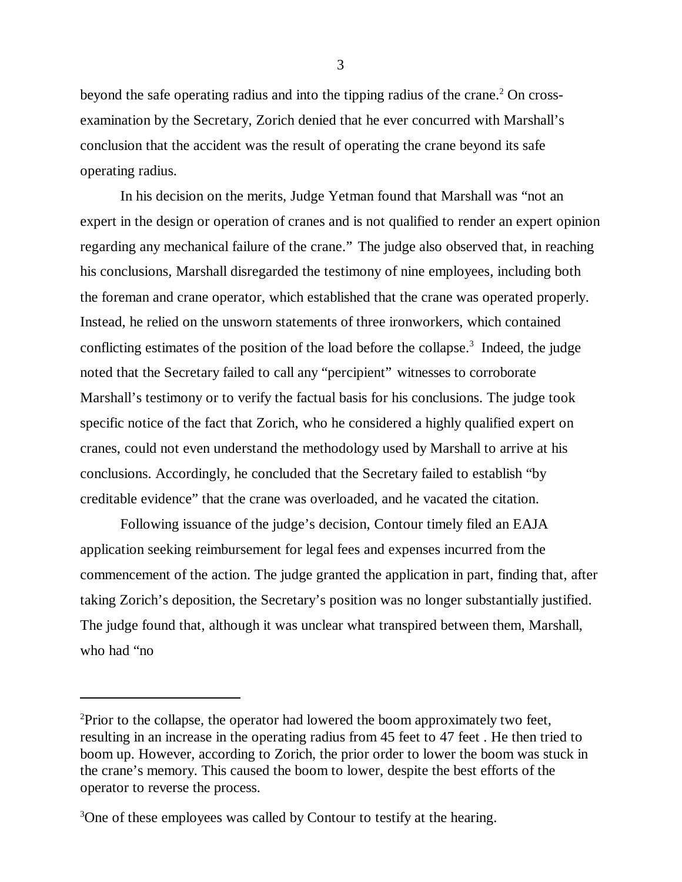beyond the safe operating radius and into the tipping radius of the crane.[2] On cross-examination by the Secretary, Zorich denied that he ever concurred with Marshall's conclusion that the accident was the result of operating the crane beyond its safe operating radius.

In his decision on the merits, Judge Yetman found that Marshall was "not an expert in the design or operation of cranes and is not qualified to render an expert opinion regarding any mechanical failure of the crane." The judge also observed that, in reaching his conclusions, Marshall disregarded the testimony of nine employees, including both the foreman and crane operator, which established that the crane was operated properly. Instead, he relied on the unsworn statements of three ironworkers, which contained conflicting estimates of the position of the load before the collapse.[3] Indeed, the judge noted that the Secretary failed to call any "percipient" witnesses to corroborate Marshall's testimony or to verify the factual basis for his conclusions. The judge took specific notice of the fact that Zorich, who he considered a highly qualified expert on cranes, could not even understand the methodology used by Marshall to arrive at his conclusions. Accordingly, he concluded that the Secretary failed to establish "by creditable evidence" that the crane was overloaded, and he vacated the citation.

Following issuance of the judge's decision, Contour timely filed an EAJA application seeking reimbursement for legal fees and expenses incurred from the commencement of the action. The judge granted the application in part, finding that, after taking Zorich's deposition, the Secretary's position was no longer substantially justified. The judge found that, although it was unclear what transpired between them, Marshall, who had "no

---

[2]Prior to the collapse, the operator had lowered the boom approximately two feet, resulting in an increase in the operating radius from 45 feet to 47 feet . He then tried to boom up. However, according to Zorich, the prior order to lower the boom was stuck in the crane's memory. This caused the boom to lower, despite the best efforts of the operator to reverse the process.

[3]One of these employees was called by Contour to testify at the hearing.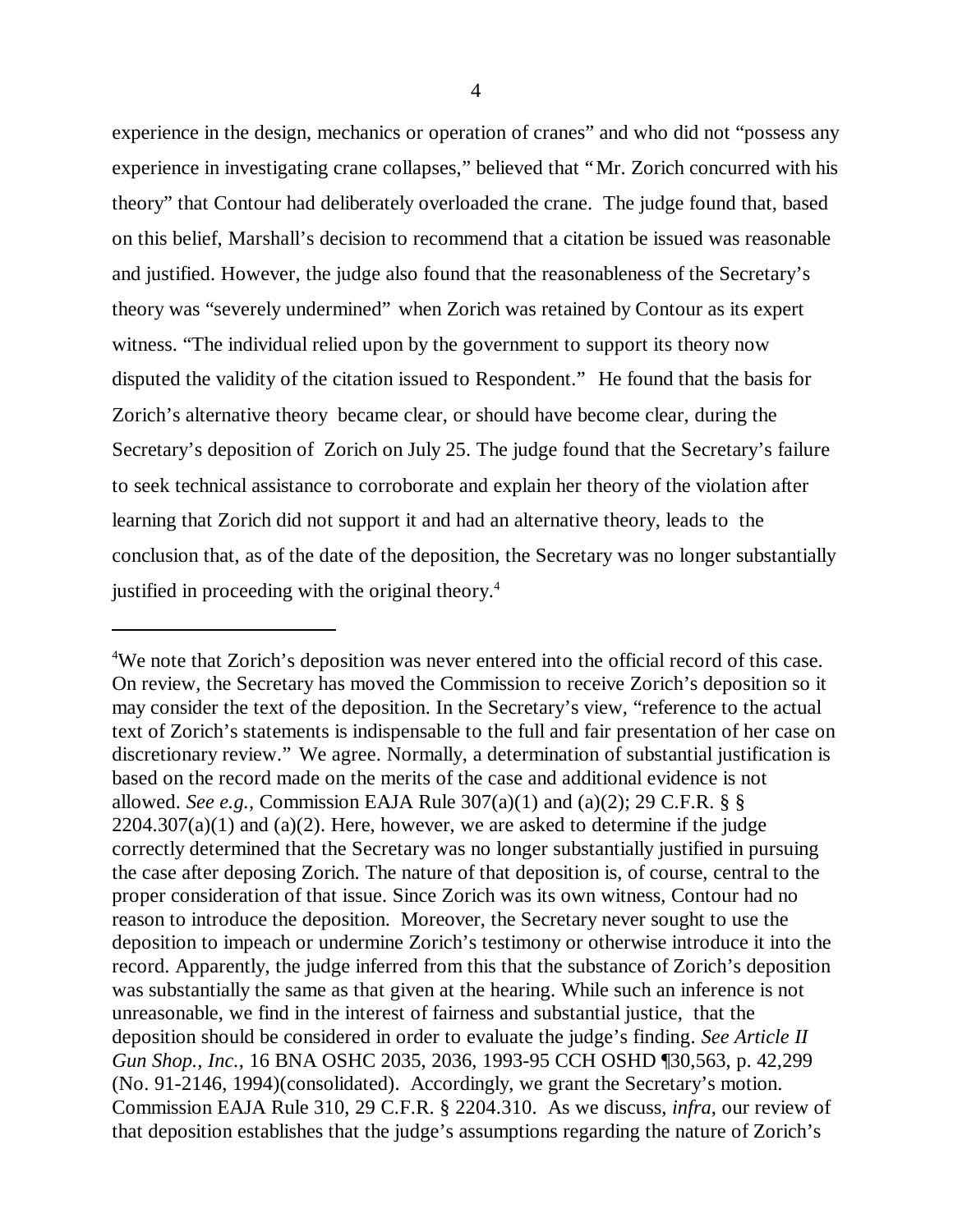experience in the design, mechanics or operation of cranes" and who did not "possess any experience in investigating crane collapses," believed that "Mr. Zorich concurred with his theory" that Contour had deliberately overloaded the crane. The judge found that, based on this belief, Marshall's decision to recommend that a citation be issued was reasonable and justified. However, the judge also found that the reasonableness of the Secretary's theory was "severely undermined" when Zorich was retained by Contour as its expert witness. "The individual relied upon by the government to support its theory now disputed the validity of the citation issued to Respondent." He found that the basis for Zorich's alternative theory became clear, or should have become clear, during the Secretary's deposition of Zorich on July 25. The judge found that the Secretary's failure to seek technical assistance to corroborate and explain her theory of the violation after learning that Zorich did not support it and had an alternative theory, leads to the conclusion that, as of the date of the deposition, the Secretary was no longer substantially justified in proceeding with the original theory.[4]

---

[4]We note that Zorich's deposition was never entered into the official record of this case. On review, the Secretary has moved the Commission to receive Zorich's deposition so it may consider the text of the deposition. In the Secretary's view, "reference to the actual text of Zorich's statements is indispensable to the full and fair presentation of her case on discretionary review." We agree. Normally, a determination of substantial justification is based on the record made on the merits of the case and additional evidence is not allowed. *See e.g.,* Commission EAJA Rule 307(a)(1) and (a)(2); 29 C.F.R. § § 2204.307(a)(1) and (a)(2). Here, however, we are asked to determine if the judge correctly determined that the Secretary was no longer substantially justified in pursuing the case after deposing Zorich. The nature of that deposition is, of course, central to the proper consideration of that issue. Since Zorich was its own witness, Contour had no reason to introduce the deposition. Moreover, the Secretary never sought to use the deposition to impeach or undermine Zorich's testimony or otherwise introduce it into the record. Apparently, the judge inferred from this that the substance of Zorich's deposition was substantially the same as that given at the hearing. While such an inference is not unreasonable, we find in the interest of fairness and substantial justice, that the deposition should be considered in order to evaluate the judge's finding. *See Article II Gun Shop., Inc.,* 16 BNA OSHC 2035, 2036, 1993-95 CCH OSHD ¶30,563, p. 42,299 (No. 91-2146, 1994)(consolidated). Accordingly, we grant the Secretary's motion. Commission EAJA Rule 310, 29 C.F.R. § 2204.310. As we discuss, *infra*, our review of that deposition establishes that the judge's assumptions regarding the nature of Zorich's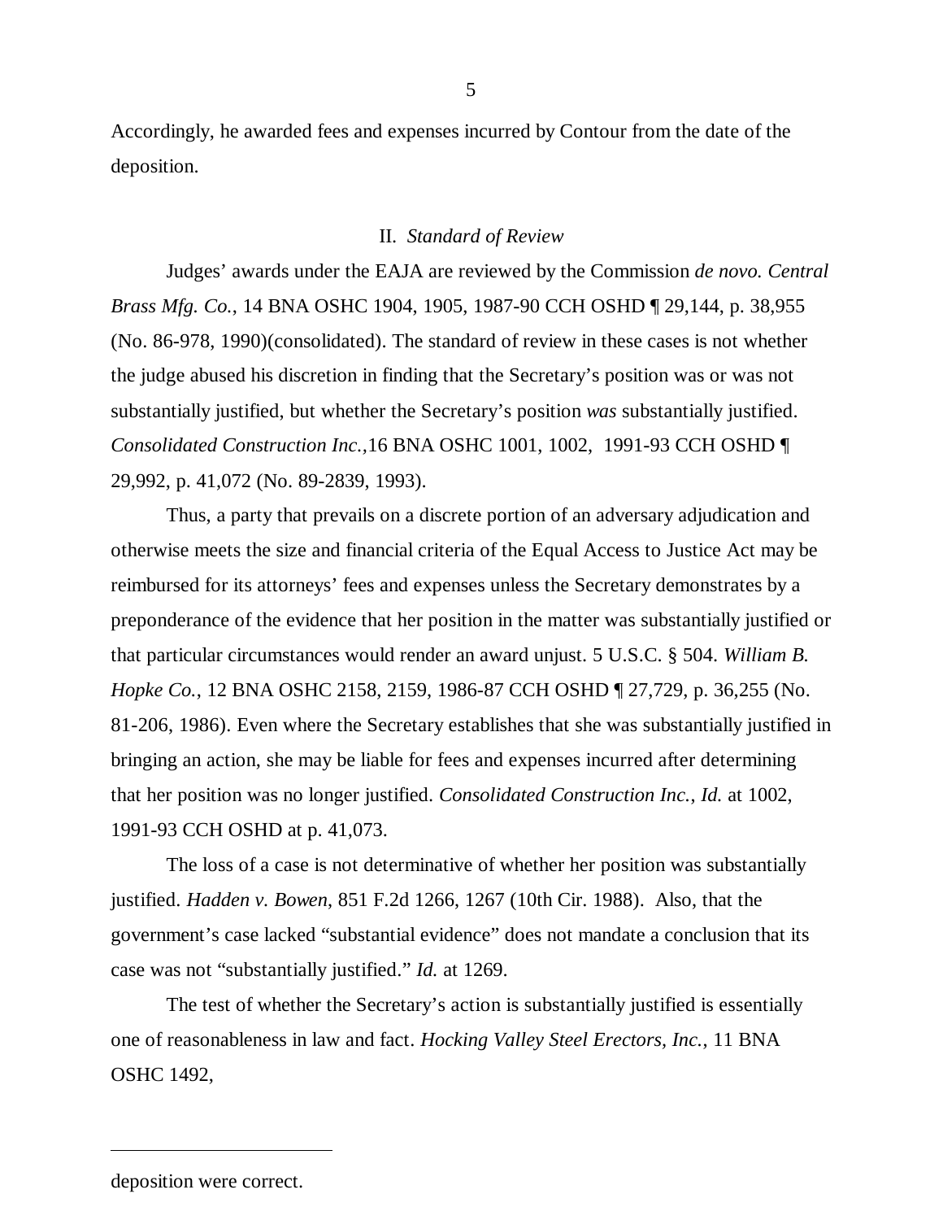Accordingly, he awarded fees and expenses incurred by Contour from the date of the deposition.

## II. *Standard of Review*

Judges' awards under the EAJA are reviewed by the Commission *de novo. Central Brass Mfg. Co.*, 14 BNA OSHC 1904, 1905, 1987-90 CCH OSHD ¶ 29,144, p. 38,955 (No. 86-978, 1990)(consolidated). The standard of review in these cases is not whether the judge abused his discretion in finding that the Secretary's position was or was not substantially justified, but whether the Secretary's position *was* substantially justified. *Consolidated Construction Inc.*,16 BNA OSHC 1001, 1002, 1991-93 CCH OSHD ¶ 29,992, p. 41,072 (No. 89-2839, 1993).

Thus, a party that prevails on a discrete portion of an adversary adjudication and otherwise meets the size and financial criteria of the Equal Access to Justice Act may be reimbursed for its attorneys' fees and expenses unless the Secretary demonstrates by a preponderance of the evidence that her position in the matter was substantially justified or that particular circumstances would render an award unjust. 5 U.S.C. § 504. *William B. Hopke Co.*, 12 BNA OSHC 2158, 2159, 1986-87 CCH OSHD ¶ 27,729, p. 36,255 (No. 81-206, 1986). Even where the Secretary establishes that she was substantially justified in bringing an action, she may be liable for fees and expenses incurred after determining that her position was no longer justified. *Consolidated Construction Inc.*, *Id.* at 1002, 1991-93 CCH OSHD at p. 41,073.

The loss of a case is not determinative of whether her position was substantially justified. *Hadden v. Bowen*, 851 F.2d 1266, 1267 (10th Cir. 1988). Also, that the government's case lacked "substantial evidence" does not mandate a conclusion that its case was not "substantially justified." *Id.* at 1269.

The test of whether the Secretary's action is substantially justified is essentially one of reasonableness in law and fact. *Hocking Valley Steel Erectors, Inc.*, 11 BNA OSHC 1492,

---

deposition were correct.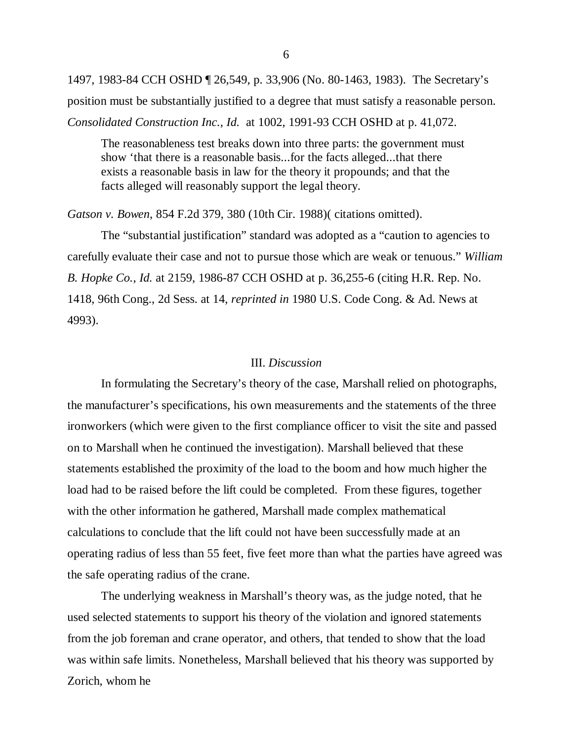1497, 1983-84 CCH OSHD ¶ 26,549, p. 33,906 (No. 80-1463, 1983). The Secretary's position must be substantially justified to a degree that must satisfy a reasonable person. *Consolidated Construction Inc.*, *Id.* at 1002, 1991-93 CCH OSHD at p. 41,072.

> The reasonableness test breaks down into three parts: the government must show 'that there is a reasonable basis...for the facts alleged...that there exists a reasonable basis in law for the theory it propounds; and that the facts alleged will reasonably support the legal theory.

*Gatson v. Bowen*, 854 F.2d 379, 380 (10th Cir. 1988)( citations omitted).

The "substantial justification" standard was adopted as a "caution to agencies to carefully evaluate their case and not to pursue those which are weak or tenuous." *William B. Hopke Co.*, *Id.* at 2159, 1986-87 CCH OSHD at p. 36,255-6 (citing H.R. Rep. No. 1418, 96th Cong., 2d Sess. at 14, *reprinted in* 1980 U.S. Code Cong. & Ad. News at 4993).

## III. *Discussion*

In formulating the Secretary's theory of the case, Marshall relied on photographs, the manufacturer's specifications, his own measurements and the statements of the three ironworkers (which were given to the first compliance officer to visit the site and passed on to Marshall when he continued the investigation). Marshall believed that these statements established the proximity of the load to the boom and how much higher the load had to be raised before the lift could be completed. From these figures, together with the other information he gathered, Marshall made complex mathematical calculations to conclude that the lift could not have been successfully made at an operating radius of less than 55 feet, five feet more than what the parties have agreed was the safe operating radius of the crane.

The underlying weakness in Marshall's theory was, as the judge noted, that he used selected statements to support his theory of the violation and ignored statements from the job foreman and crane operator, and others, that tended to show that the load was within safe limits. Nonetheless, Marshall believed that his theory was supported by Zorich, whom he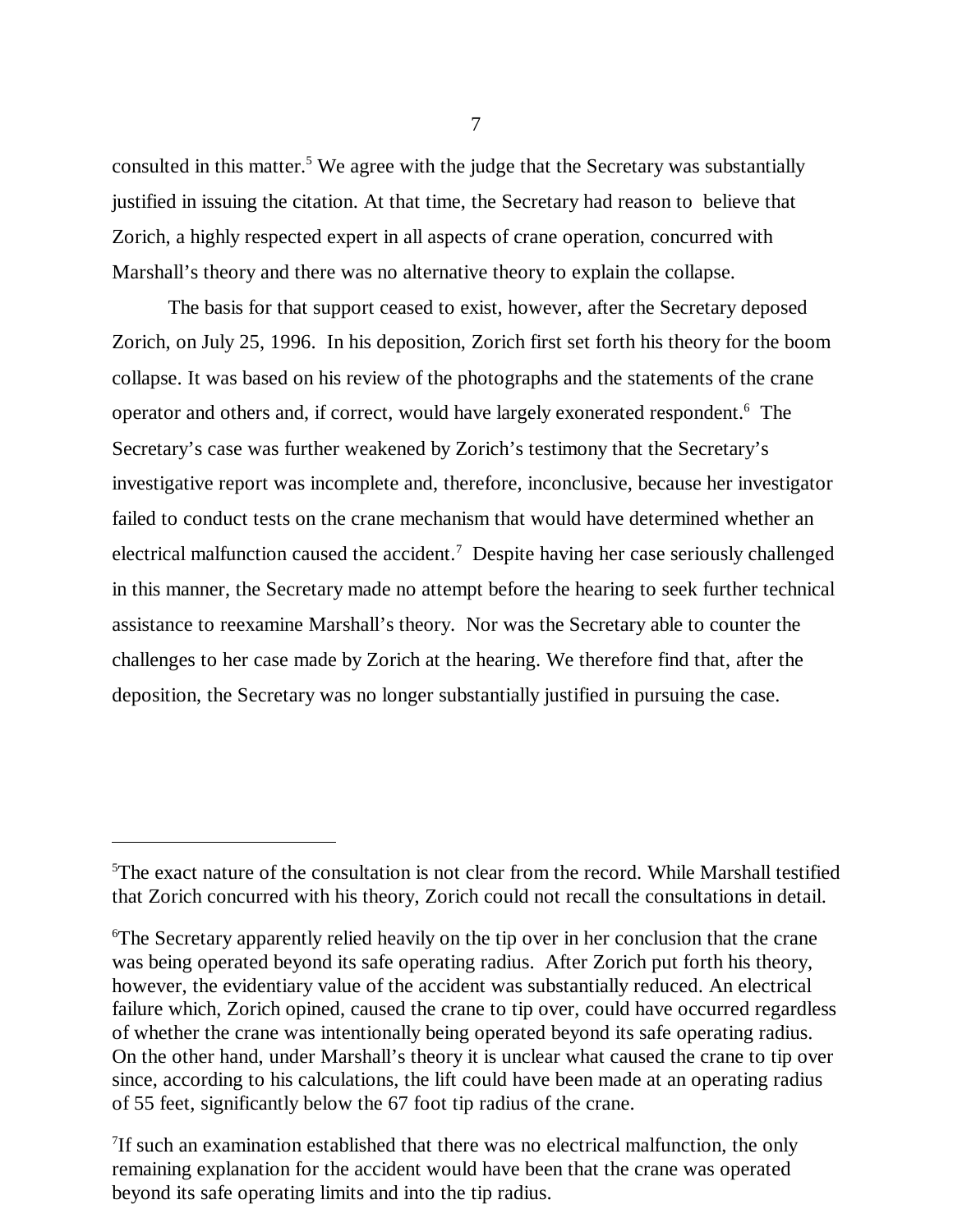consulted in this matter.[5] We agree with the judge that the Secretary was substantially justified in issuing the citation. At that time, the Secretary had reason to believe that Zorich, a highly respected expert in all aspects of crane operation, concurred with Marshall's theory and there was no alternative theory to explain the collapse.

The basis for that support ceased to exist, however, after the Secretary deposed Zorich, on July 25, 1996. In his deposition, Zorich first set forth his theory for the boom collapse. It was based on his review of the photographs and the statements of the crane operator and others and, if correct, would have largely exonerated respondent.[6] The Secretary's case was further weakened by Zorich's testimony that the Secretary's investigative report was incomplete and, therefore, inconclusive, because her investigator failed to conduct tests on the crane mechanism that would have determined whether an electrical malfunction caused the accident.[7] Despite having her case seriously challenged in this manner, the Secretary made no attempt before the hearing to seek further technical assistance to reexamine Marshall's theory. Nor was the Secretary able to counter the challenges to her case made by Zorich at the hearing. We therefore find that, after the deposition, the Secretary was no longer substantially justified in pursuing the case.

---

[5]The exact nature of the consultation is not clear from the record. While Marshall testified that Zorich concurred with his theory, Zorich could not recall the consultations in detail.

[6]The Secretary apparently relied heavily on the tip over in her conclusion that the crane was being operated beyond its safe operating radius. After Zorich put forth his theory, however, the evidentiary value of the accident was substantially reduced. An electrical failure which, Zorich opined, caused the crane to tip over, could have occurred regardless of whether the crane was intentionally being operated beyond its safe operating radius. On the other hand, under Marshall's theory it is unclear what caused the crane to tip over since, according to his calculations, the lift could have been made at an operating radius of 55 feet, significantly below the 67 foot tip radius of the crane.

[7]If such an examination established that there was no electrical malfunction, the only remaining explanation for the accident would have been that the crane was operated beyond its safe operating limits and into the tip radius.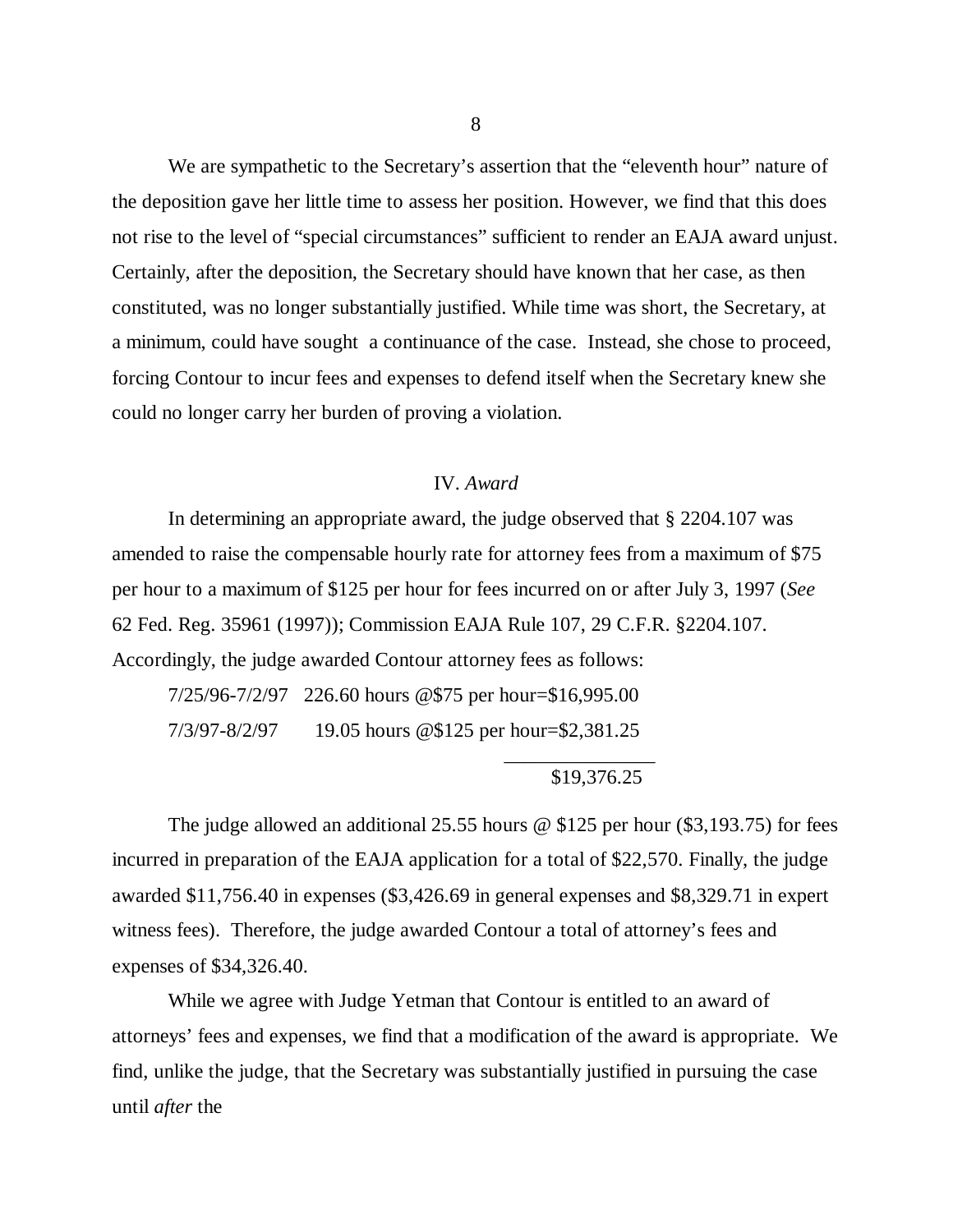We are sympathetic to the Secretary's assertion that the "eleventh hour" nature of the deposition gave her little time to assess her position. However, we find that this does not rise to the level of "special circumstances" sufficient to render an EAJA award unjust. Certainly, after the deposition, the Secretary should have known that her case, as then constituted, was no longer substantially justified. While time was short, the Secretary, at a minimum, could have sought a continuance of the case. Instead, she chose to proceed, forcing Contour to incur fees and expenses to defend itself when the Secretary knew she could no longer carry her burden of proving a violation.

IV. *Award*

In determining an appropriate award, the judge observed that § 2204.107 was amended to raise the compensable hourly rate for attorney fees from a maximum of $75 per hour to a maximum of $125 per hour for fees incurred on or after July 3, 1997 (*See* 62 Fed. Reg. 35961 (1997)); Commission EAJA Rule 107, 29 C.F.R. §2204.107. Accordingly, the judge awarded Contour attorney fees as follows:

| | |
|---|---|
| 7/25/96-7/2/97 | 226.60 hours @$75 per hour=$16,995.00 |
| 7/3/97-8/2/97 | 19.05 hours @$125 per hour=$2,381.25 |
| | $19,376.25 |

The judge allowed an additional 25.55 hours @ $125 per hour ($3,193.75) for fees incurred in preparation of the EAJA application for a total of $22,570. Finally, the judge awarded $11,756.40 in expenses ($3,426.69 in general expenses and $8,329.71 in expert witness fees). Therefore, the judge awarded Contour a total of attorney's fees and expenses of $34,326.40.

While we agree with Judge Yetman that Contour is entitled to an award of attorneys' fees and expenses, we find that a modification of the award is appropriate. We find, unlike the judge, that the Secretary was substantially justified in pursuing the case until *after* the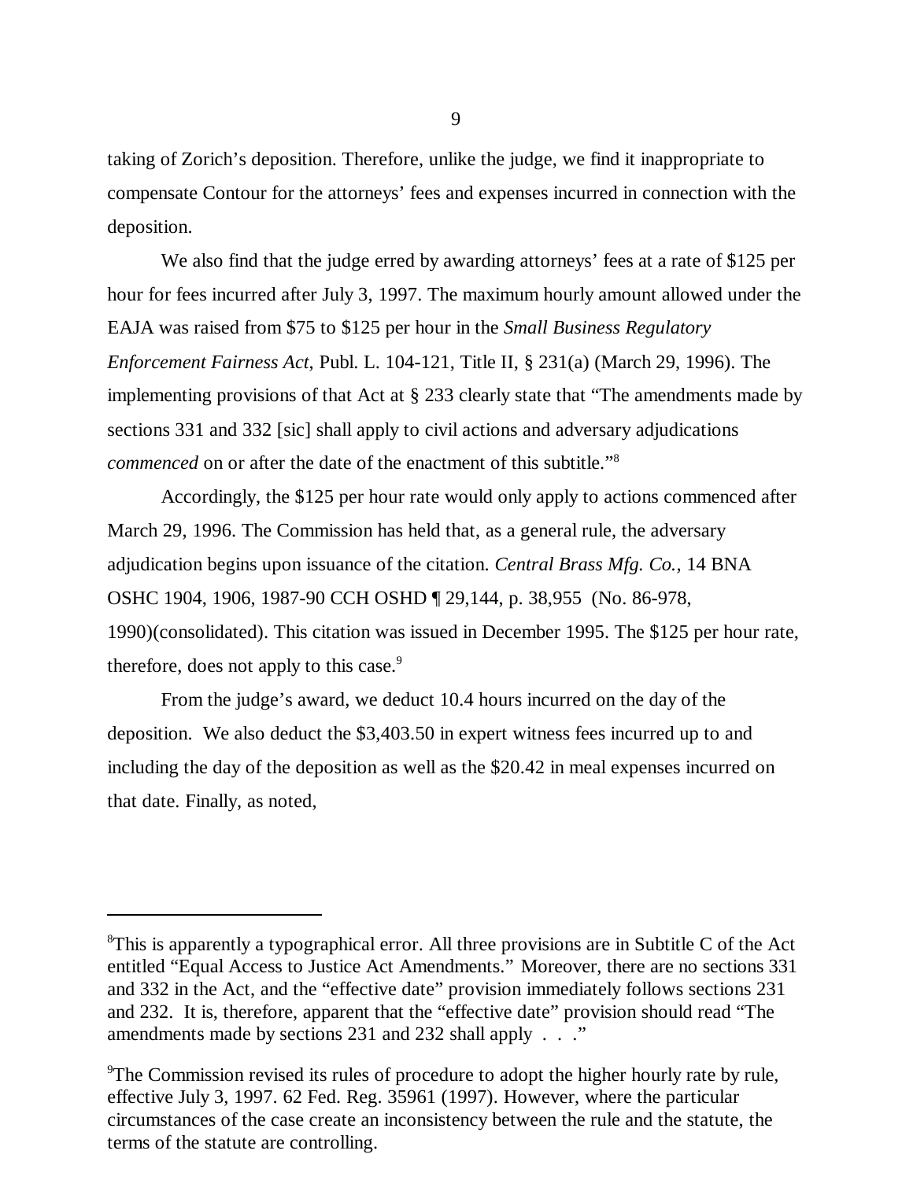taking of Zorich's deposition. Therefore, unlike the judge, we find it inappropriate to compensate Contour for the attorneys' fees and expenses incurred in connection with the deposition.

We also find that the judge erred by awarding attorneys' fees at a rate of $125 per hour for fees incurred after July 3, 1997. The maximum hourly amount allowed under the EAJA was raised from $75 to $125 per hour in the *Small Business Regulatory Enforcement Fairness Act*, Publ. L. 104-121, Title II, § 231(a) (March 29, 1996). The implementing provisions of that Act at § 233 clearly state that "The amendments made by sections 331 and 332 [sic] shall apply to civil actions and adversary adjudications *commenced* on or after the date of the enactment of this subtitle."[8]

Accordingly, the $125 per hour rate would only apply to actions commenced after March 29, 1996. The Commission has held that, as a general rule, the adversary adjudication begins upon issuance of the citation. *Central Brass Mfg. Co.*, 14 BNA OSHC 1904, 1906, 1987-90 CCH OSHD ¶ 29,144, p. 38,955 (No. 86-978, 1990)(consolidated). This citation was issued in December 1995. The $125 per hour rate, therefore, does not apply to this case.[9]

From the judge's award, we deduct 10.4 hours incurred on the day of the deposition. We also deduct the $3,403.50 in expert witness fees incurred up to and including the day of the deposition as well as the $20.42 in meal expenses incurred on that date. Finally, as noted,

---

[8]This is apparently a typographical error. All three provisions are in Subtitle C of the Act entitled "Equal Access to Justice Act Amendments." Moreover, there are no sections 331 and 332 in the Act, and the "effective date" provision immediately follows sections 231 and 232. It is, therefore, apparent that the "effective date" provision should read "The amendments made by sections 231 and 232 shall apply . . ."

[9]The Commission revised its rules of procedure to adopt the higher hourly rate by rule, effective July 3, 1997. 62 Fed. Reg. 35961 (1997). However, where the particular circumstances of the case create an inconsistency between the rule and the statute, the terms of the statute are controlling.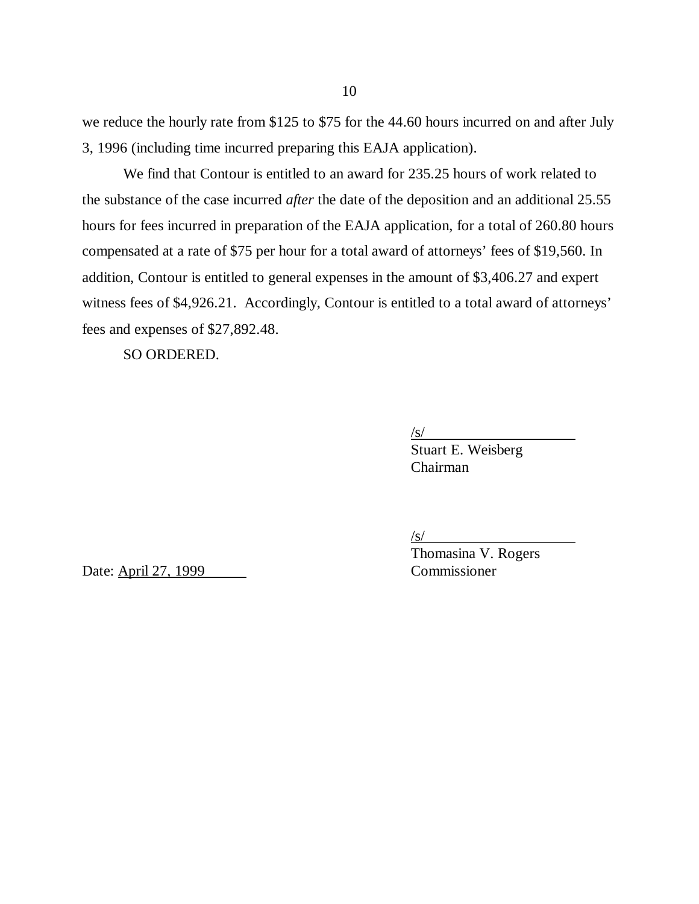we reduce the hourly rate from $125 to $75 for the 44.60 hours incurred on and after July 3, 1996 (including time incurred preparing this EAJA application).

We find that Contour is entitled to an award for 235.25 hours of work related to the substance of the case incurred *after* the date of the deposition and an additional 25.55 hours for fees incurred in preparation of the EAJA application, for a total of 260.80 hours compensated at a rate of $75 per hour for a total award of attorneys' fees of $19,560. In addition, Contour is entitled to general expenses in the amount of $3,406.27 and expert witness fees of $4,926.21. Accordingly, Contour is entitled to a total award of attorneys' fees and expenses of $27,892.48.

SO ORDERED.

/s/
Stuart E. Weisberg
Chairman

/s/
Thomasina V. Rogers
Commissioner

Date: April 27, 1999